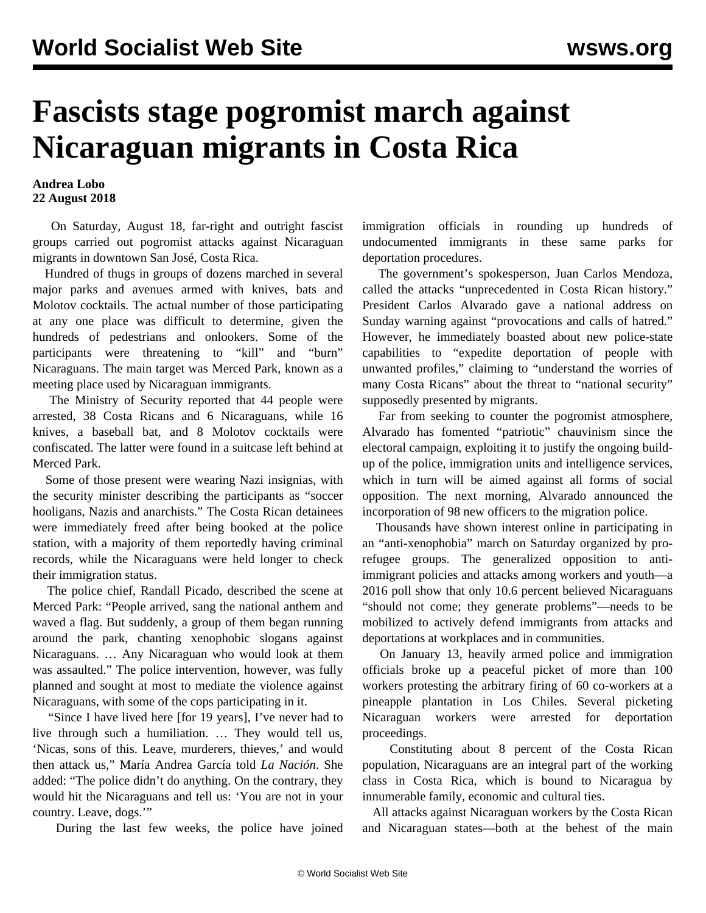# Fascists stage pogromist march against Nicaraguan migrants in Costa Rica

**Andrea Lobo**
**22 August 2018**

On Saturday, August 18, far-right and outright fascist groups carried out pogromist attacks against Nicaraguan migrants in downtown San José, Costa Rica.

Hundred of thugs in groups of dozens marched in several major parks and avenues armed with knives, bats and Molotov cocktails. The actual number of those participating at any one place was difficult to determine, given the hundreds of pedestrians and onlookers. Some of the participants were threatening to "kill" and "burn" Nicaraguans. The main target was Merced Park, known as a meeting place used by Nicaraguan immigrants.

The Ministry of Security reported that 44 people were arrested, 38 Costa Ricans and 6 Nicaraguans, while 16 knives, a baseball bat, and 8 Molotov cocktails were confiscated. The latter were found in a suitcase left behind at Merced Park.

Some of those present were wearing Nazi insignias, with the security minister describing the participants as "soccer hooligans, Nazis and anarchists." The Costa Rican detainees were immediately freed after being booked at the police station, with a majority of them reportedly having criminal records, while the Nicaraguans were held longer to check their immigration status.

The police chief, Randall Picado, described the scene at Merced Park: "People arrived, sang the national anthem and waved a flag. But suddenly, a group of them began running around the park, chanting xenophobic slogans against Nicaraguans. … Any Nicaraguan who would look at them was assaulted." The police intervention, however, was fully planned and sought at most to mediate the violence against Nicaraguans, with some of the cops participating in it.

"Since I have lived here [for 19 years], I've never had to live through such a humiliation. … They would tell us, 'Nicas, sons of this. Leave, murderers, thieves,' and would then attack us," María Andrea García told *La Nación*. She added: "The police didn't do anything. On the contrary, they would hit the Nicaraguans and tell us: 'You are not in your country. Leave, dogs.'"

During the last few weeks, the police have joined immigration officials in rounding up hundreds of undocumented immigrants in these same parks for deportation procedures.

The government's spokesperson, Juan Carlos Mendoza, called the attacks "unprecedented in Costa Rican history." President Carlos Alvarado gave a national address on Sunday warning against "provocations and calls of hatred." However, he immediately boasted about new police-state capabilities to "expedite deportation of people with unwanted profiles," claiming to "understand the worries of many Costa Ricans" about the threat to "national security" supposedly presented by migrants.

Far from seeking to counter the pogromist atmosphere, Alvarado has fomented "patriotic" chauvinism since the electoral campaign, exploiting it to justify the ongoing build-up of the police, immigration units and intelligence services, which in turn will be aimed against all forms of social opposition. The next morning, Alvarado announced the incorporation of 98 new officers to the migration police.

Thousands have shown interest online in participating in an "anti-xenophobia" march on Saturday organized by pro-refugee groups. The generalized opposition to anti-immigrant policies and attacks among workers and youth—a 2016 poll show that only 10.6 percent believed Nicaraguans "should not come; they generate problems"—needs to be mobilized to actively defend immigrants from attacks and deportations at workplaces and in communities.

On January 13, heavily armed police and immigration officials broke up a peaceful picket of more than 100 workers protesting the arbitrary firing of 60 co-workers at a pineapple plantation in Los Chiles. Several picketing Nicaraguan workers were arrested for deportation proceedings.

Constituting about 8 percent of the Costa Rican population, Nicaraguans are an integral part of the working class in Costa Rica, which is bound to Nicaragua by innumerable family, economic and cultural ties.

All attacks against Nicaraguan workers by the Costa Rican and Nicaraguan states—both at the behest of the main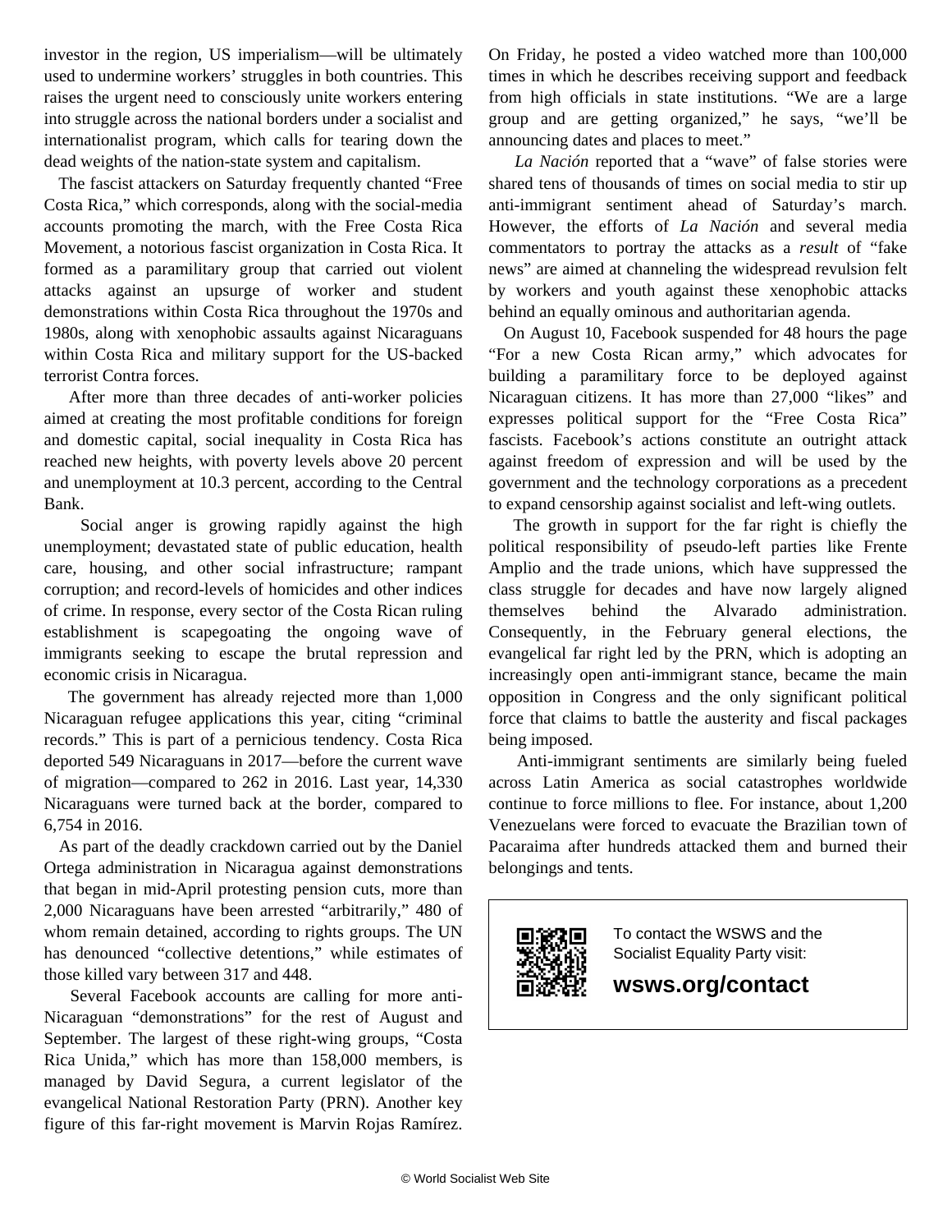investor in the region, US imperialism—will be ultimately used to undermine workers' struggles in both countries. This raises the urgent need to consciously unite workers entering into struggle across the national borders under a socialist and internationalist program, which calls for tearing down the dead weights of the nation-state system and capitalism.

The fascist attackers on Saturday frequently chanted "Free Costa Rica," which corresponds, along with the social-media accounts promoting the march, with the Free Costa Rica Movement, a notorious fascist organization in Costa Rica. It formed as a paramilitary group that carried out violent attacks against an upsurge of worker and student demonstrations within Costa Rica throughout the 1970s and 1980s, along with xenophobic assaults against Nicaraguans within Costa Rica and military support for the US-backed terrorist Contra forces.

After more than three decades of anti-worker policies aimed at creating the most profitable conditions for foreign and domestic capital, social inequality in Costa Rica has reached new heights, with poverty levels above 20 percent and unemployment at 10.3 percent, according to the Central Bank.

Social anger is growing rapidly against the high unemployment; devastated state of public education, health care, housing, and other social infrastructure; rampant corruption; and record-levels of homicides and other indices of crime. In response, every sector of the Costa Rican ruling establishment is scapegoating the ongoing wave of immigrants seeking to escape the brutal repression and economic crisis in Nicaragua.

The government has already rejected more than 1,000 Nicaraguan refugee applications this year, citing "criminal records." This is part of a pernicious tendency. Costa Rica deported 549 Nicaraguans in 2017—before the current wave of migration—compared to 262 in 2016. Last year, 14,330 Nicaraguans were turned back at the border, compared to 6,754 in 2016.

As part of the deadly crackdown carried out by the Daniel Ortega administration in Nicaragua against demonstrations that began in mid-April protesting pension cuts, more than 2,000 Nicaraguans have been arrested "arbitrarily," 480 of whom remain detained, according to rights groups. The UN has denounced "collective detentions," while estimates of those killed vary between 317 and 448.

Several Facebook accounts are calling for more anti-Nicaraguan "demonstrations" for the rest of August and September. The largest of these right-wing groups, "Costa Rica Unida," which has more than 158,000 members, is managed by David Segura, a current legislator of the evangelical National Restoration Party (PRN). Another key figure of this far-right movement is Marvin Rojas Ramírez. On Friday, he posted a video watched more than 100,000 times in which he describes receiving support and feedback from high officials in state institutions. "We are a large group and are getting organized," he says, "we'll be announcing dates and places to meet."

*La Nación* reported that a "wave" of false stories were shared tens of thousands of times on social media to stir up anti-immigrant sentiment ahead of Saturday's march. However, the efforts of *La Nación* and several media commentators to portray the attacks as a *result* of "fake news" are aimed at channeling the widespread revulsion felt by workers and youth against these xenophobic attacks behind an equally ominous and authoritarian agenda.

On August 10, Facebook suspended for 48 hours the page "For a new Costa Rican army," which advocates for building a paramilitary force to be deployed against Nicaraguan citizens. It has more than 27,000 "likes" and expresses political support for the "Free Costa Rica" fascists. Facebook's actions constitute an outright attack against freedom of expression and will be used by the government and the technology corporations as a precedent to expand censorship against socialist and left-wing outlets.

The growth in support for the far right is chiefly the political responsibility of pseudo-left parties like Frente Amplio and the trade unions, which have suppressed the class struggle for decades and have now largely aligned themselves behind the Alvarado administration. Consequently, in the February general elections, the evangelical far right led by the PRN, which is adopting an increasingly open anti-immigrant stance, became the main opposition in Congress and the only significant political force that claims to battle the austerity and fiscal packages being imposed.

Anti-immigrant sentiments are similarly being fueled across Latin America as social catastrophes worldwide continue to force millions to flee. For instance, about 1,200 Venezuelans were forced to evacuate the Brazilian town of Pacaraima after hundreds attacked them and burned their belongings and tents.

To contact the WSWS and the Socialist Equality Party visit:

**wsws.org/contact**